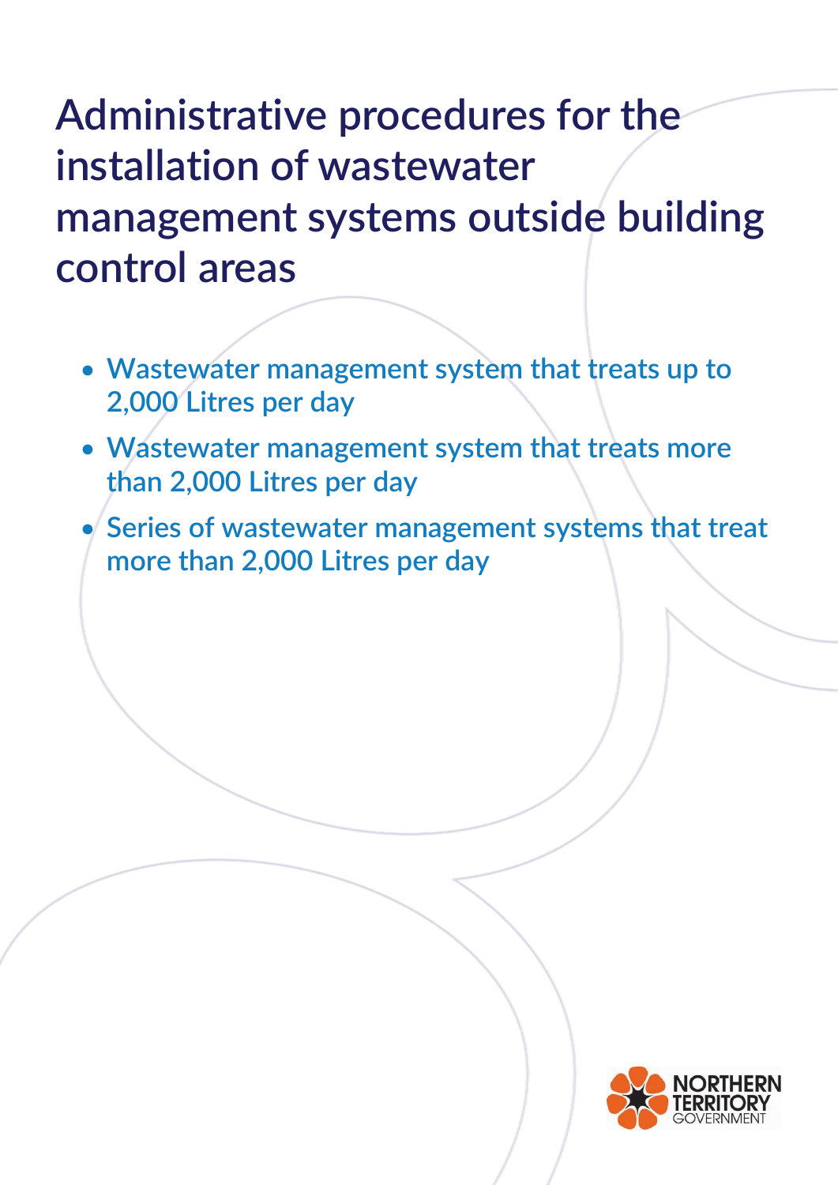# Administrative procedures for the installation of wastewater management systems outside building control areas

- Wastewater management system that treats up to 2,000 Litres per day
- Wastewater management system that treats more than 2,000 Litres per day
- Series of wastewater management systems that treat more than 2,000 Litres per day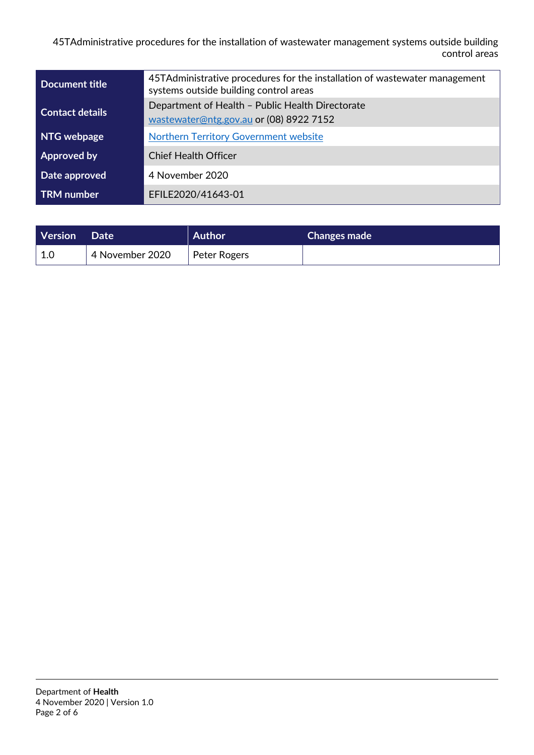| Document title | 45TAdministrative procedures for the installation of wastewater management systems outside building control areas |
|---|---|
| Contact details | Department of Health – Public Health Directorate<br>wastewater@ntg.gov.au or (08) 8922 7152 |
| NTG webpage | Northern Territory Government website |
| Approved by | Chief Health Officer |
| Date approved | 4 November 2020 |
| TRM number | EFILE2020/41643-01 |

| Version | Date | Author | Changes made |
|---|---|---|---|
| 1.0 | 4 November 2020 | Peter Rogers | |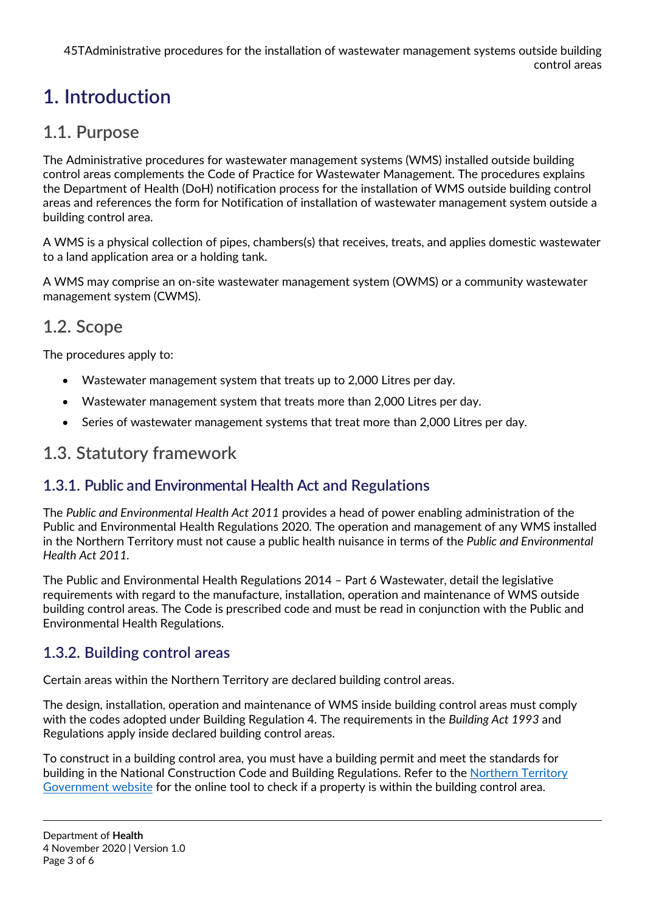# 1. Introduction

## 1.1. Purpose

The Administrative procedures for wastewater management systems (WMS) installed outside building control areas complements the Code of Practice for Wastewater Management. The procedures explains the Department of Health (DoH) notification process for the installation of WMS outside building control areas and references the form for Notification of installation of wastewater management system outside a building control area.

A WMS is a physical collection of pipes, chambers(s) that receives, treats, and applies domestic wastewater to a land application area or a holding tank.

A WMS may comprise an on-site wastewater management system (OWMS) or a community wastewater management system (CWMS).

## 1.2. Scope

The procedures apply to:

- Wastewater management system that treats up to 2,000 Litres per day.
- Wastewater management system that treats more than 2,000 Litres per day.
- Series of wastewater management systems that treat more than 2,000 Litres per day.

## 1.3. Statutory framework

### 1.3.1. Public and Environmental Health Act and Regulations

The *Public and Environmental Health Act 2011* provides a head of power enabling administration of the Public and Environmental Health Regulations 2020. The operation and management of any WMS installed in the Northern Territory must not cause a public health nuisance in terms of the *Public and Environmental Health Act 2011*.

The Public and Environmental Health Regulations 2014 – Part 6 Wastewater, detail the legislative requirements with regard to the manufacture, installation, operation and maintenance of WMS outside building control areas. The Code is prescribed code and must be read in conjunction with the Public and Environmental Health Regulations.

### 1.3.2. Building control areas

Certain areas within the Northern Territory are declared building control areas.

The design, installation, operation and maintenance of WMS inside building control areas must comply with the codes adopted under Building Regulation 4. The requirements in the *Building Act 1993* and Regulations apply inside declared building control areas.

To construct in a building control area, you must have a building permit and meet the standards for building in the National Construction Code and Building Regulations. Refer to the [Northern Territory Government website] for the online tool to check if a property is within the building control area.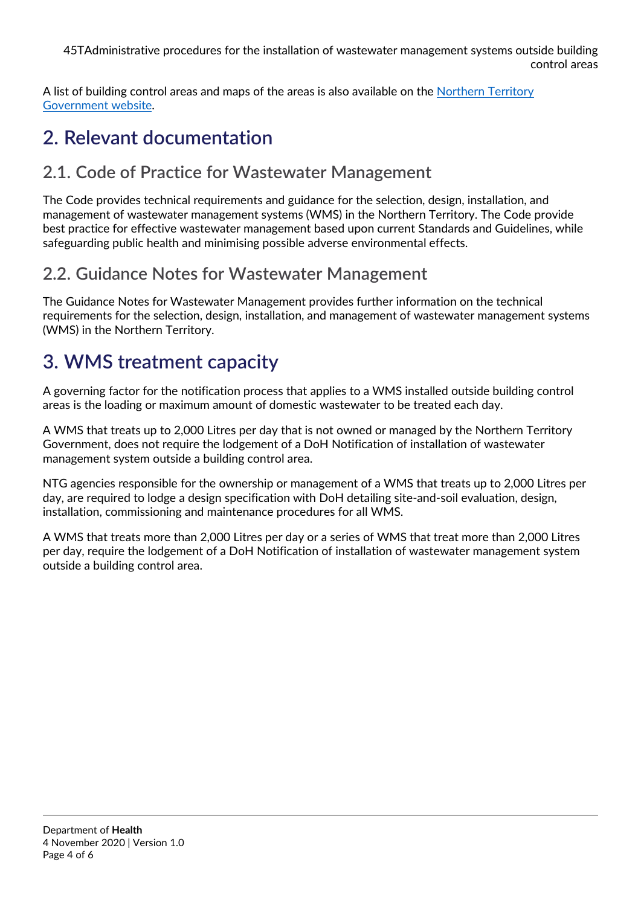A list of building control areas and maps of the areas is also available on the [Northern Territory Government website](#).

# 2. Relevant documentation

## 2.1. Code of Practice for Wastewater Management

The Code provides technical requirements and guidance for the selection, design, installation, and management of wastewater management systems (WMS) in the Northern Territory. The Code provide best practice for effective wastewater management based upon current Standards and Guidelines, while safeguarding public health and minimising possible adverse environmental effects.

## 2.2. Guidance Notes for Wastewater Management

The Guidance Notes for Wastewater Management provides further information on the technical requirements for the selection, design, installation, and management of wastewater management systems (WMS) in the Northern Territory.

# 3. WMS treatment capacity

A governing factor for the notification process that applies to a WMS installed outside building control areas is the loading or maximum amount of domestic wastewater to be treated each day.

A WMS that treats up to 2,000 Litres per day that is not owned or managed by the Northern Territory Government, does not require the lodgement of a DoH Notification of installation of wastewater management system outside a building control area.

NTG agencies responsible for the ownership or management of a WMS that treats up to 2,000 Litres per day, are required to lodge a design specification with DoH detailing site-and-soil evaluation, design, installation, commissioning and maintenance procedures for all WMS.

A WMS that treats more than 2,000 Litres per day or a series of WMS that treat more than 2,000 Litres per day, require the lodgement of a DoH Notification of installation of wastewater management system outside a building control area.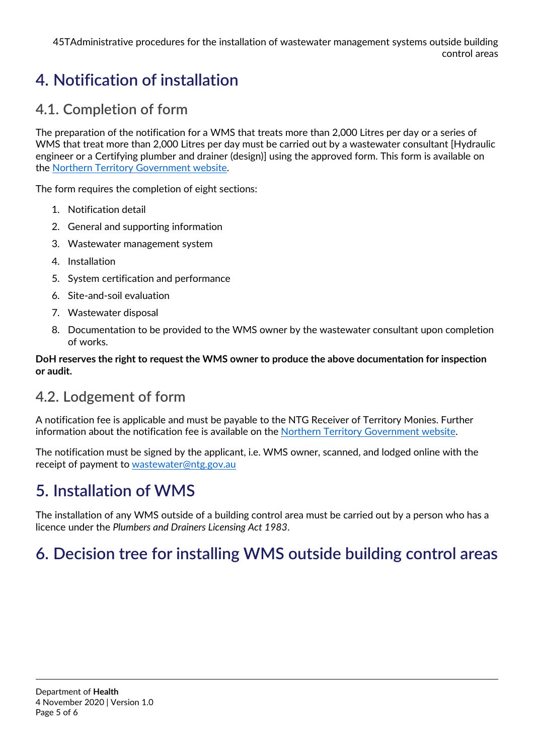# 4. Notification of installation

## 4.1. Completion of form

The preparation of the notification for a WMS that treats more than 2,000 Litres per day or a series of WMS that treat more than 2,000 Litres per day must be carried out by a wastewater consultant [Hydraulic engineer or a Certifying plumber and drainer (design)] using the approved form. This form is available on the [Northern Territory Government website](#).

The form requires the completion of eight sections:

1. Notification detail
2. General and supporting information
3. Wastewater management system
4. Installation
5. System certification and performance
6. Site-and-soil evaluation
7. Wastewater disposal
8. Documentation to be provided to the WMS owner by the wastewater consultant upon completion of works.

**DoH reserves the right to request the WMS owner to produce the above documentation for inspection or audit.**

## 4.2. Lodgement of form

A notification fee is applicable and must be payable to the NTG Receiver of Territory Monies. Further information about the notification fee is available on the [Northern Territory Government website](#).

The notification must be signed by the applicant, i.e. WMS owner, scanned, and lodged online with the receipt of payment to [wastewater@ntg.gov.au](mailto:wastewater@ntg.gov.au)

# 5. Installation of WMS

The installation of any WMS outside of a building control area must be carried out by a person who has a licence under the *Plumbers and Drainers Licensing Act 1983*.

# 6. Decision tree for installing WMS outside building control areas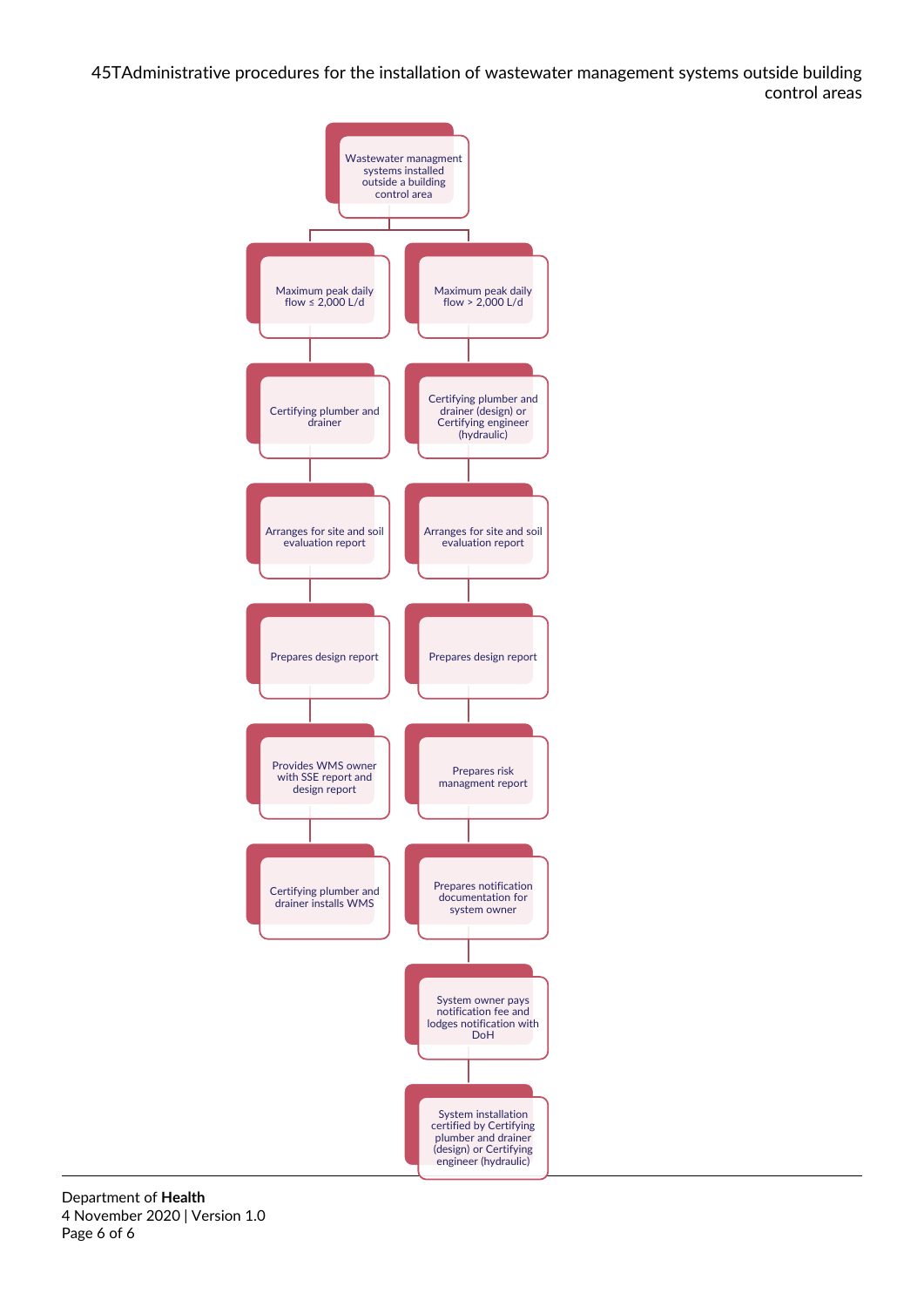45TAdministrative procedures for the installation of wastewater management systems outside building control areas

Wastewater managment systems installed outside a building control area

Maximum peak daily flow ≤ 2,000 L/d

Certifying plumber and drainer

Arranges for site and soil evaluation report

Prepares design report

Provides WMS owner with SSE report and design report

Certifying plumber and drainer installs WMS

Maximum peak daily flow > 2,000 L/d

Certifying plumber and drainer (design) or Certifying engineer (hydraulic)

Arranges for site and soil evaluation report

Prepares design report

Prepares risk managment report

Prepares notification documentation for system owner

System owner pays notification fee and lodges notification with DoH

System installation certified by Certifying plumber and drainer (design) or Certifying engineer (hydraulic)

Department of **Health**
4 November 2020 | Version 1.0